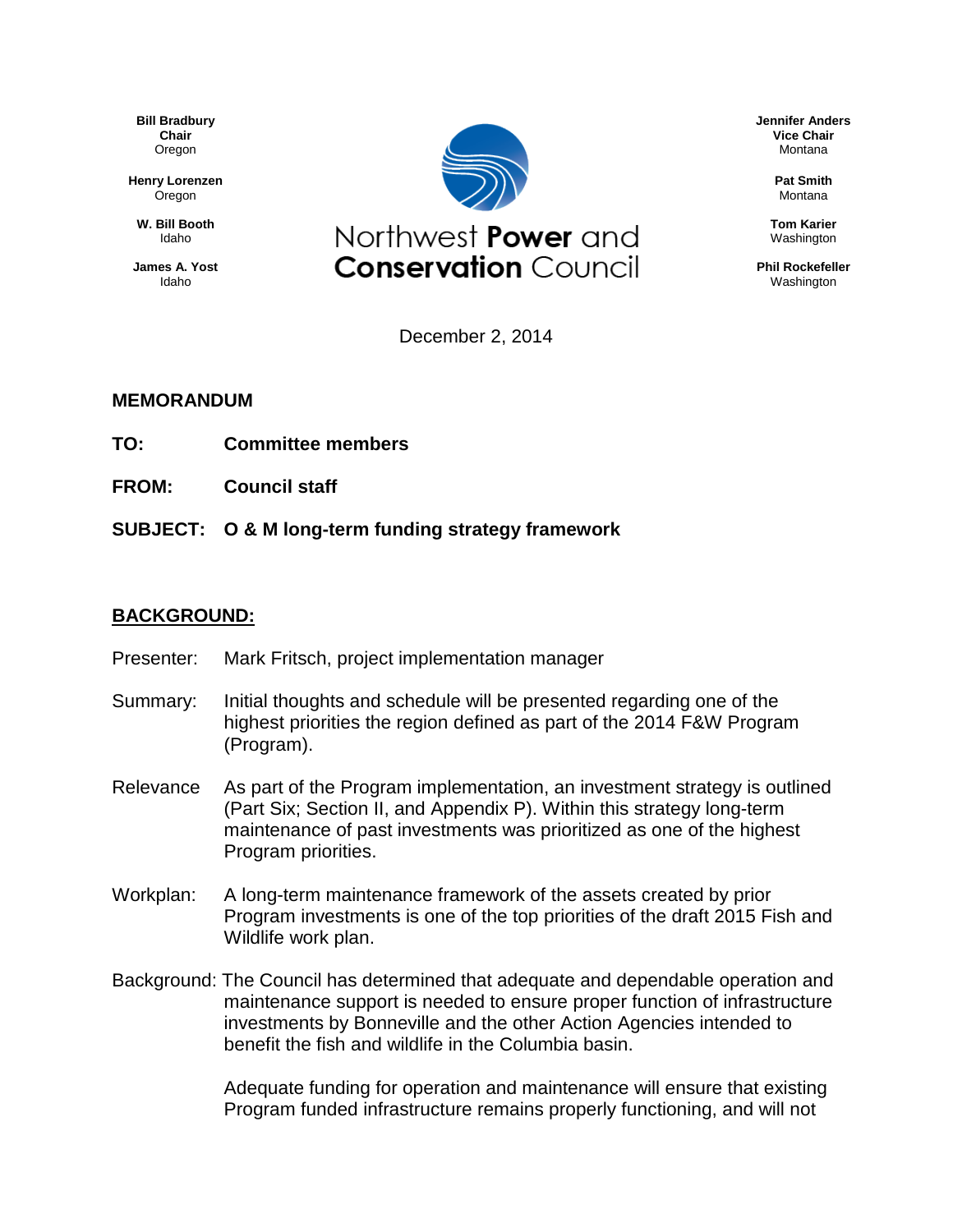**Bill Bradbury**
**Chair**
Oregon

**Henry Lorenzen**
Oregon

**W. Bill Booth**
Idaho

**James A. Yost**
Idaho

# Northwest **Power** and **Conservation** Council

**Jennifer Anders**
**Vice Chair**
Montana

**Pat Smith**
Montana

**Tom Karier**
Washington

**Phil Rockefeller**
Washington

December 2, 2014

**MEMORANDUM**

**TO:** Committee members

**FROM:** Council staff

**SUBJECT: O & M long-term funding strategy framework**

## BACKGROUND:

Presenter: Mark Fritsch, project implementation manager

Summary: Initial thoughts and schedule will be presented regarding one of the highest priorities the region defined as part of the 2014 F&W Program (Program).

Relevance As part of the Program implementation, an investment strategy is outlined (Part Six; Section II, and Appendix P). Within this strategy long-term maintenance of past investments was prioritized as one of the highest Program priorities.

Workplan: A long-term maintenance framework of the assets created by prior Program investments is one of the top priorities of the draft 2015 Fish and Wildlife work plan.

Background: The Council has determined that adequate and dependable operation and maintenance support is needed to ensure proper function of infrastructure investments by Bonneville and the other Action Agencies intended to benefit the fish and wildlife in the Columbia basin.

Adequate funding for operation and maintenance will ensure that existing Program funded infrastructure remains properly functioning, and will not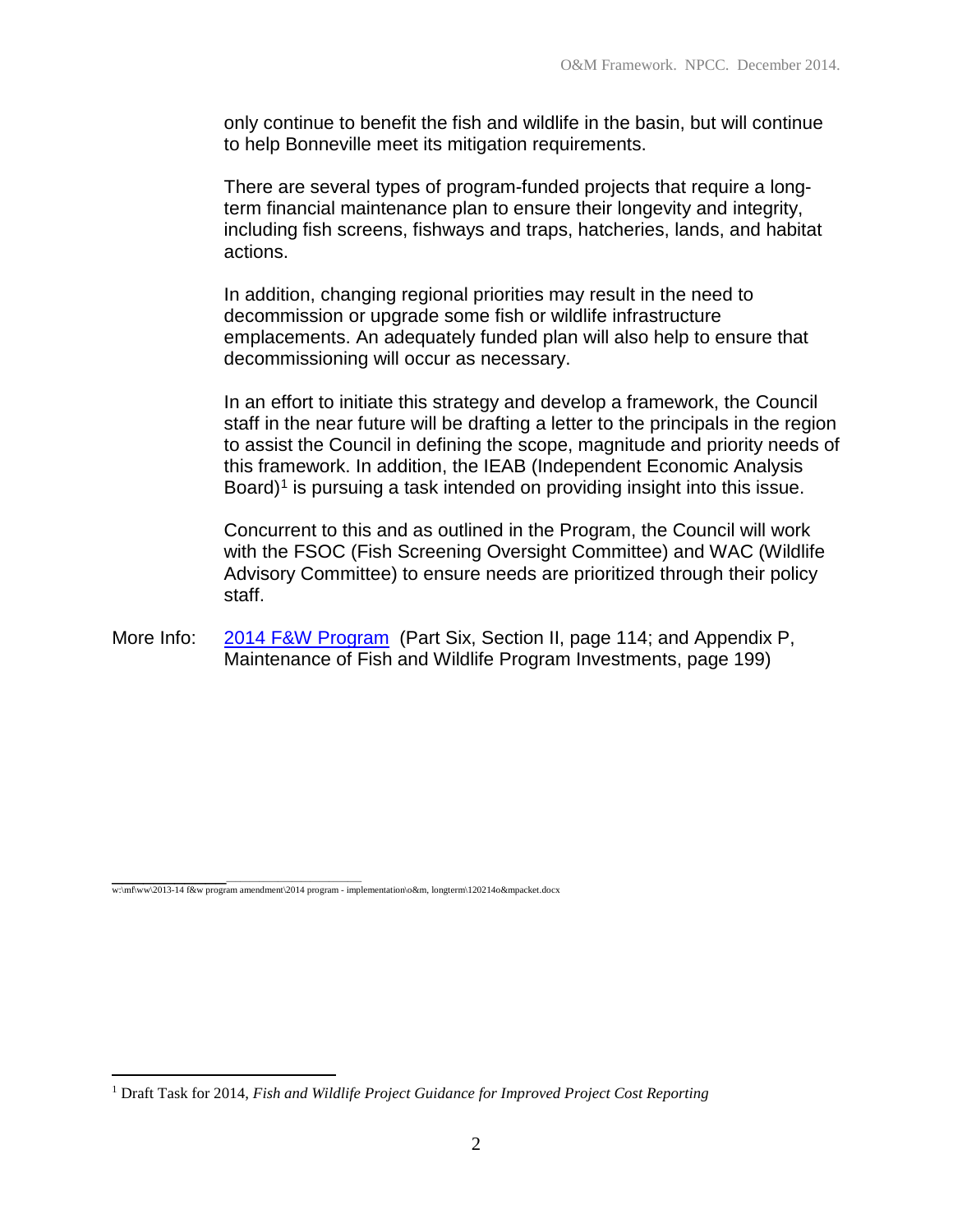only continue to benefit the fish and wildlife in the basin, but will continue to help Bonneville meet its mitigation requirements.

There are several types of program-funded projects that require a long-term financial maintenance plan to ensure their longevity and integrity, including fish screens, fishways and traps, hatcheries, lands, and habitat actions.

In addition, changing regional priorities may result in the need to decommission or upgrade some fish or wildlife infrastructure emplacements. An adequately funded plan will also help to ensure that decommissioning will occur as necessary.

In an effort to initiate this strategy and develop a framework, the Council staff in the near future will be drafting a letter to the principals in the region to assist the Council in defining the scope, magnitude and priority needs of this framework. In addition, the IEAB (Independent Economic Analysis Board)[1] is pursuing a task intended on providing insight into this issue.

Concurrent to this and as outlined in the Program, the Council will work with the FSOC (Fish Screening Oversight Committee) and WAC (Wildlife Advisory Committee) to ensure needs are prioritized through their policy staff.

More Info: [2014 F&W Program] (Part Six, Section II, page 114; and Appendix P, Maintenance of Fish and Wildlife Program Investments, page 199)

w:\mf\ww\2013-14 f&w program amendment\2014 program - implementation\o&m, longterm\120214o&mpacket.docx

[1] Draft Task for 2014, *Fish and Wildlife Project Guidance for Improved Project Cost Reporting*